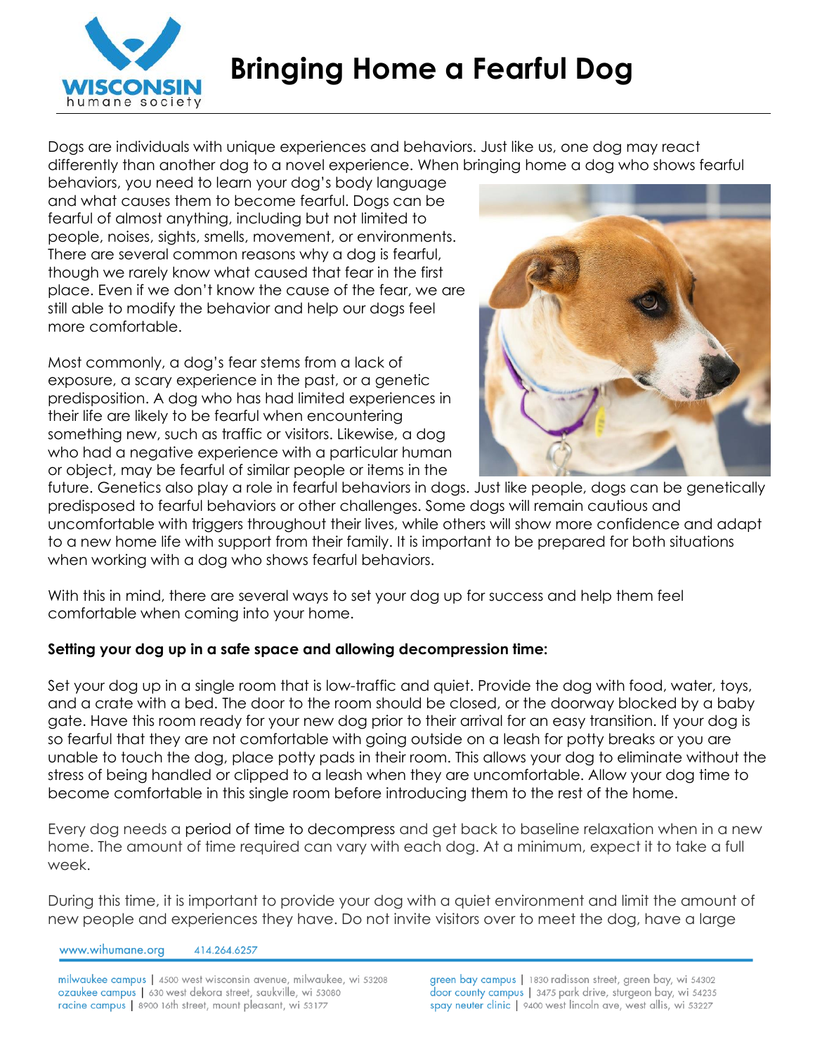# Bringing Home a Fearful Dog

Dogs are individuals with unique experiences and behaviors. Just like us, one dog may react differently than another dog to a novel experience. When bringing home a dog who shows fearful behaviors, you need to learn your dog's body language and what causes them to become fearful. Dogs can be fearful of almost anything, including but not limited to people, noises, sights, smells, movement, or environments. There are several common reasons why a dog is fearful, though we rarely know what caused that fear in the first place. Even if we don't know the cause of the fear, we are still able to modify the behavior and help our dogs feel more comfortable.

Most commonly, a dog's fear stems from a lack of exposure, a scary experience in the past, or a genetic predisposition. A dog who has had limited experiences in their life are likely to be fearful when encountering something new, such as traffic or visitors. Likewise, a dog who had a negative experience with a particular human or object, may be fearful of similar people or items in the future. Genetics also play a role in fearful behaviors in dogs. Just like people, dogs can be genetically predisposed to fearful behaviors or other challenges. Some dogs will remain cautious and uncomfortable with triggers throughout their lives, while others will show more confidence and adapt to a new home life with support from their family. It is important to be prepared for both situations when working with a dog who shows fearful behaviors.

With this in mind, there are several ways to set your dog up for success and help them feel comfortable when coming into your home.

**Setting your dog up in a safe space and allowing decompression time:**

Set your dog up in a single room that is low-traffic and quiet. Provide the dog with food, water, toys, and a crate with a bed. The door to the room should be closed, or the doorway blocked by a baby gate. Have this room ready for your new dog prior to their arrival for an easy transition. If your dog is so fearful that they are not comfortable with going outside on a leash for potty breaks or you are unable to touch the dog, place potty pads in their room. This allows your dog to eliminate without the stress of being handled or clipped to a leash when they are uncomfortable. Allow your dog time to become comfortable in this single room before introducing them to the rest of the home.

Every dog needs a period of time to decompress and get back to baseline relaxation when in a new home. The amount of time required can vary with each dog. At a minimum, expect it to take a full week.

During this time, it is important to provide your dog with a quiet environment and limit the amount of new people and experiences they have. Do not invite visitors over to meet the dog, have a large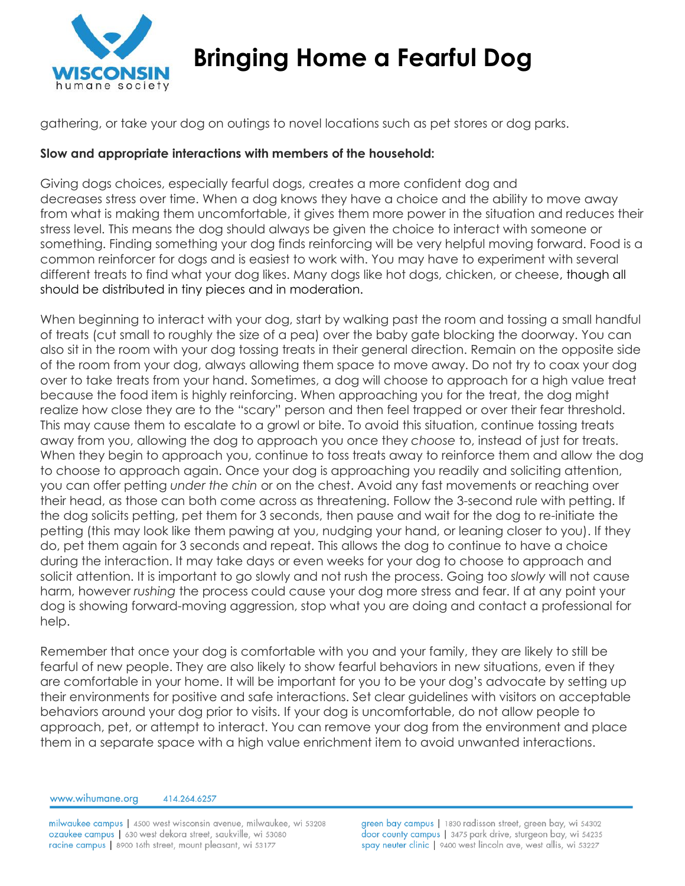gathering, or take your dog on outings to novel locations such as pet stores or dog parks.

**Slow and appropriate interactions with members of the household:**

Giving dogs choices, especially fearful dogs, creates a more confident dog and decreases stress over time. When a dog knows they have a choice and the ability to move away from what is making them uncomfortable, it gives them more power in the situation and reduces their stress level. This means the dog should always be given the choice to interact with someone or something. Finding something your dog finds reinforcing will be very helpful moving forward. Food is a common reinforcer for dogs and is easiest to work with. You may have to experiment with several different treats to find what your dog likes. Many dogs like hot dogs, chicken, or cheese, though all should be distributed in tiny pieces and in moderation.

When beginning to interact with your dog, start by walking past the room and tossing a small handful of treats (cut small to roughly the size of a pea) over the baby gate blocking the doorway. You can also sit in the room with your dog tossing treats in their general direction. Remain on the opposite side of the room from your dog, always allowing them space to move away. Do not try to coax your dog over to take treats from your hand. Sometimes, a dog will choose to approach for a high value treat because the food item is highly reinforcing. When approaching you for the treat, the dog might realize how close they are to the "scary" person and then feel trapped or over their fear threshold. This may cause them to escalate to a growl or bite. To avoid this situation, continue tossing treats away from you, allowing the dog to approach you once they *choose* to, instead of just for treats. When they begin to approach you, continue to toss treats away to reinforce them and allow the dog to choose to approach again. Once your dog is approaching you readily and soliciting attention, you can offer petting *under the chin* or on the chest. Avoid any fast movements or reaching over their head, as those can both come across as threatening. Follow the 3-second rule with petting. If the dog solicits petting, pet them for 3 seconds, then pause and wait for the dog to re-initiate the petting (this may look like them pawing at you, nudging your hand, or leaning closer to you). If they do, pet them again for 3 seconds and repeat. This allows the dog to continue to have a choice during the interaction. It may take days or even weeks for your dog to choose to approach and solicit attention. It is important to go slowly and not rush the process. Going too *slowly* will not cause harm, however *rushing* the process could cause your dog more stress and fear. If at any point your dog is showing forward-moving aggression, stop what you are doing and contact a professional for help.

Remember that once your dog is comfortable with you and your family, they are likely to still be fearful of new people. They are also likely to show fearful behaviors in new situations, even if they are comfortable in your home. It will be important for you to be your dog's advocate by setting up their environments for positive and safe interactions. Set clear guidelines with visitors on acceptable behaviors around your dog prior to visits. If your dog is uncomfortable, do not allow people to approach, pet, or attempt to interact. You can remove your dog from the environment and place them in a separate space with a high value enrichment item to avoid unwanted interactions.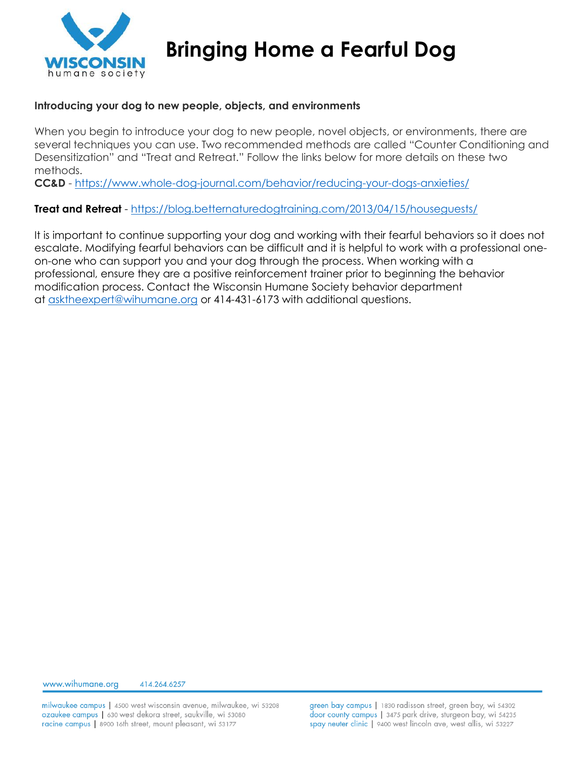# Bringing Home a Fearful Dog

### Introducing your dog to new people, objects, and environments

When you begin to introduce your dog to new people, novel objects, or environments, there are several techniques you can use. Two recommended methods are called "Counter Conditioning and Desensitization" and "Treat and Retreat." Follow the links below for more details on these two methods.

**CC&D** - https://www.whole-dog-journal.com/behavior/reducing-your-dogs-anxieties/

**Treat and Retreat** - https://blog.betternaturedogtraining.com/2013/04/15/houseguests/

It is important to continue supporting your dog and working with their fearful behaviors so it does not escalate. Modifying fearful behaviors can be difficult and it is helpful to work with a professional one-on-one who can support you and your dog through the process. When working with a professional, ensure they are a positive reinforcement trainer prior to beginning the behavior modification process. Contact the Wisconsin Humane Society behavior department at asktheexpert@wihumane.org or 414-431-6173 with additional questions.